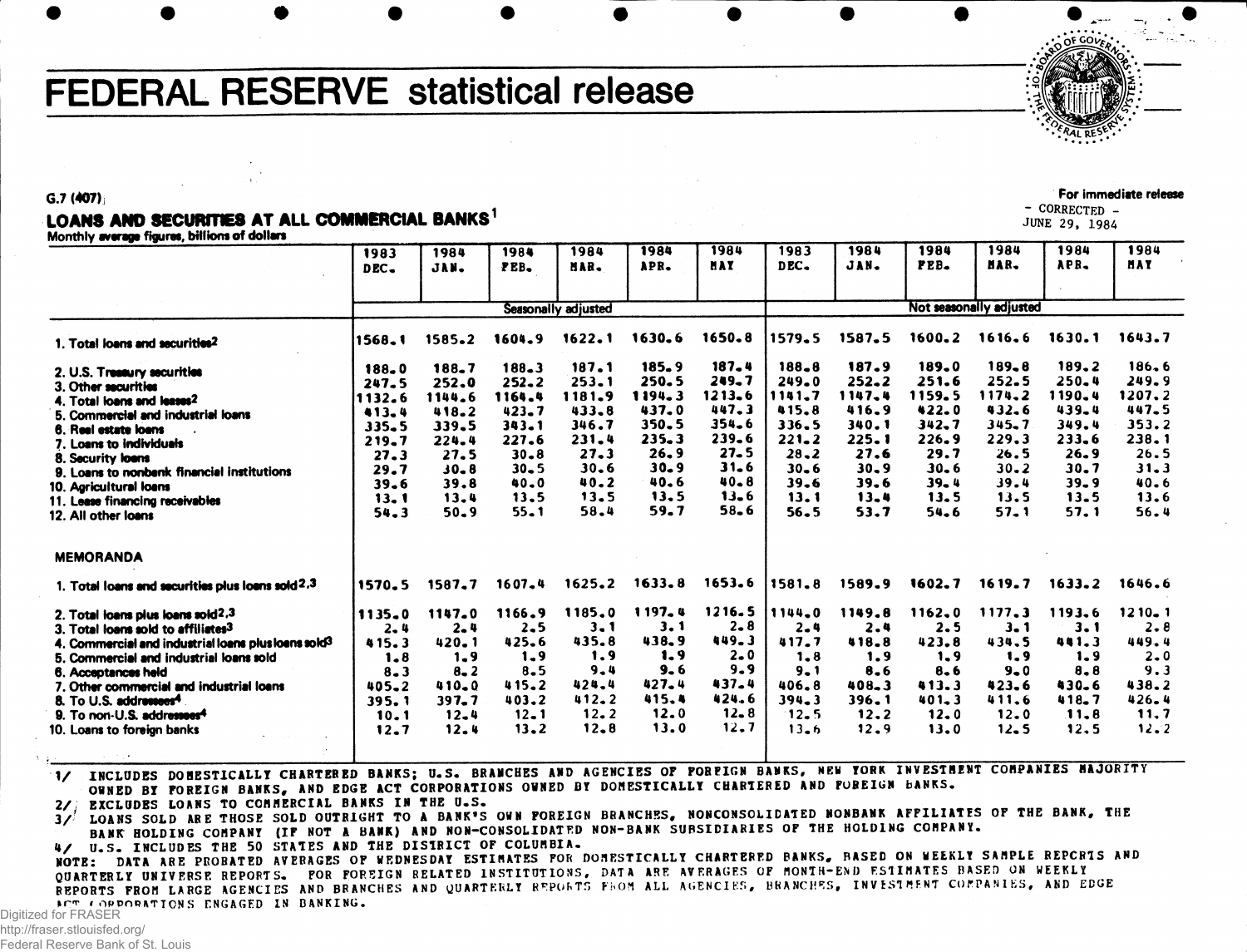# FEDERAL RESERVE statistical release

G.7 (407)

For immediate release
- CORRECTED -
JUNE 29, 1984

## LOANS AND SECURITIES AT ALL COMMERCIAL BANKS[1]

Monthly average figures, billions of dollars

| | 1983 DEC. | 1984 JAN. | 1984 FEB. | 1984 MAR. | 1984 APR. | 1984 MAY | 1983 DEC. | 1984 JAN. | 1984 FEB. | 1984 MAR. | 1984 APR. | 1984 MAY |
|---|---|---|---|---|---|---|---|---|---|---|---|---|
| | Seasonally adjusted | | | | | | Not seasonally adjusted | | | | | |
| 1. Total loans and securities[2] | 1568.1 | 1585.2 | 1604.9 | 1622.1 | 1630.6 | 1650.8 | 1579.5 | 1587.5 | 1600.2 | 1616.6 | 1630.1 | 1643.7 |
| 2. U.S. Treasury securities | 188.0 | 188.7 | 188.3 | 187.1 | 185.9 | 187.4 | 188.8 | 187.9 | 189.0 | 189.8 | 189.2 | 186.6 |
| 3. Other securities | 247.5 | 252.0 | 252.2 | 253.1 | 250.5 | 249.7 | 249.0 | 252.2 | 251.6 | 252.5 | 250.4 | 249.9 |
| 4. Total loans and leases[2] | 1132.6 | 1144.6 | 1164.4 | 1181.9 | 1194.3 | 1213.6 | 1141.7 | 1147.4 | 1159.5 | 1174.2 | 1190.4 | 1207.2 |
| 5. Commercial and industrial loans | 413.4 | 418.2 | 423.7 | 433.8 | 437.0 | 447.3 | 415.8 | 416.9 | 422.0 | 432.6 | 439.4 | 447.5 |
| 6. Real estate loans | 335.5 | 339.5 | 343.1 | 346.7 | 350.5 | 354.6 | 336.5 | 340.1 | 342.7 | 345.7 | 349.4 | 353.2 |
| 7. Loans to individuals | 219.7 | 224.4 | 227.6 | 231.4 | 235.3 | 239.6 | 221.2 | 225.1 | 226.9 | 229.3 | 233.6 | 238.1 |
| 8. Security loans | 27.3 | 27.5 | 30.8 | 27.3 | 26.9 | 27.5 | 28.2 | 27.6 | 29.7 | 26.5 | 26.9 | 26.5 |
| 9. Loans to nonbank financial institutions | 29.7 | 30.8 | 30.5 | 30.6 | 30.9 | 31.6 | 30.6 | 30.9 | 30.6 | 30.2 | 30.7 | 31.3 |
| 10. Agricultural loans | 39.6 | 39.8 | 40.0 | 40.2 | 40.6 | 40.8 | 39.6 | 39.6 | 39.4 | 39.4 | 39.9 | 40.6 |
| 11. Lease financing receivables | 13.1 | 13.4 | 13.5 | 13.5 | 13.5 | 13.6 | 13.1 | 13.4 | 13.5 | 13.5 | 13.5 | 13.6 |
| 12. All other loans | 54.3 | 50.9 | 55.1 | 58.4 | 59.7 | 58.6 | 56.5 | 53.7 | 54.6 | 57.1 | 57.1 | 56.4 |
| **MEMORANDA** | | | | | | | | | | | | |
| 1. Total loans and securities plus loans sold[2,3] | 1570.5 | 1587.7 | 1607.4 | 1625.2 | 1633.8 | 1653.6 | 1581.8 | 1589.9 | 1602.7 | 1619.7 | 1633.2 | 1646.6 |
| 2. Total loans plus loans sold[2,3] | 1135.0 | 1147.0 | 1166.9 | 1185.0 | 1197.4 | 1216.5 | 1144.0 | 1149.8 | 1162.0 | 1177.3 | 1193.6 | 1210.1 |
| 3. Total loans sold to affiliates[3] | 2.4 | 2.4 | 2.5 | 3.1 | 3.1 | 2.8 | 2.4 | 2.4 | 2.5 | 3.1 | 3.1 | 2.8 |
| 4. Commercial and industrial loans plus loans sold[3] | 415.3 | 420.1 | 425.6 | 435.8 | 438.9 | 449.3 | 417.7 | 418.8 | 423.8 | 434.5 | 441.3 | 449.4 |
| 5. Commercial and industrial loans sold | 1.8 | 1.9 | 1.9 | 1.9 | 1.9 | 2.0 | 1.8 | 1.9 | 1.9 | 1.9 | 1.9 | 2.0 |
| 6. Acceptances held | 8.3 | 8.2 | 8.5 | 9.4 | 9.6 | 9.9 | 9.1 | 8.6 | 8.6 | 9.0 | 8.8 | 9.3 |
| 7. Other commercial and industrial loans | 405.2 | 410.0 | 415.2 | 424.4 | 427.4 | 437.4 | 406.8 | 408.3 | 413.3 | 423.6 | 430.6 | 438.2 |
| 8. To U.S. addressees[4] | 395.1 | 397.7 | 403.2 | 412.2 | 415.4 | 424.6 | 394.3 | 396.1 | 401.3 | 411.6 | 418.7 | 426.4 |
| 9. To non-U.S. addressees[4] | 10.1 | 12.4 | 12.1 | 12.2 | 12.0 | 12.8 | 12.5 | 12.2 | 12.0 | 12.0 | 11.8 | 11.7 |
| 10. Loans to foreign banks | 12.7 | 12.4 | 13.2 | 12.8 | 13.0 | 12.7 | 13.6 | 12.9 | 13.0 | 12.5 | 12.5 | 12.2 |

1/ INCLUDES DOMESTICALLY CHARTERED BANKS; U.S. BRANCHES AND AGENCIES OF FOREIGN BANKS, NEW YORK INVESTMENT COMPANIES MAJORITY OWNED BY FOREIGN BANKS, AND EDGE ACT CORPORATIONS OWNED BY DOMESTICALLY CHARTERED AND FOREIGN BANKS.

2/ EXCLUDES LOANS TO COMMERCIAL BANKS IN THE U.S.

3/ LOANS SOLD ARE THOSE SOLD OUTRIGHT TO A BANK'S OWN FOREIGN BRANCHES, NONCONSOLIDATED NONBANK AFFILIATES OF THE BANK, THE BANK HOLDING COMPANY (IF NOT A BANK) AND NON-CONSOLIDATED NON-BANK SUBSIDIARIES OF THE HOLDING COMPANY.

4/ U.S. INCLUDES THE 50 STATES AND THE DISTRICT OF COLUMBIA.

NOTE: DATA ARE PRORATED AVERAGES OF WEDNESDAY ESTIMATES FOR DOMESTICALLY CHARTERED BANKS, BASED ON WEEKLY SAMPLE REPORTS AND QUARTERLY UNIVERSE REPORTS. FOR FOREIGN RELATED INSTITUTIONS, DATA ARE AVERAGES OF MONTH-END ESTIMATES BASED ON WEEKLY REPORTS FROM LARGE AGENCIES AND BRANCHES AND QUARTERLY REPORTS FROM ALL AGENCIES, BRANCHES, INVESTMENT COMPANIES, AND EDGE ACT CORPORATIONS ENGAGED IN BANKING.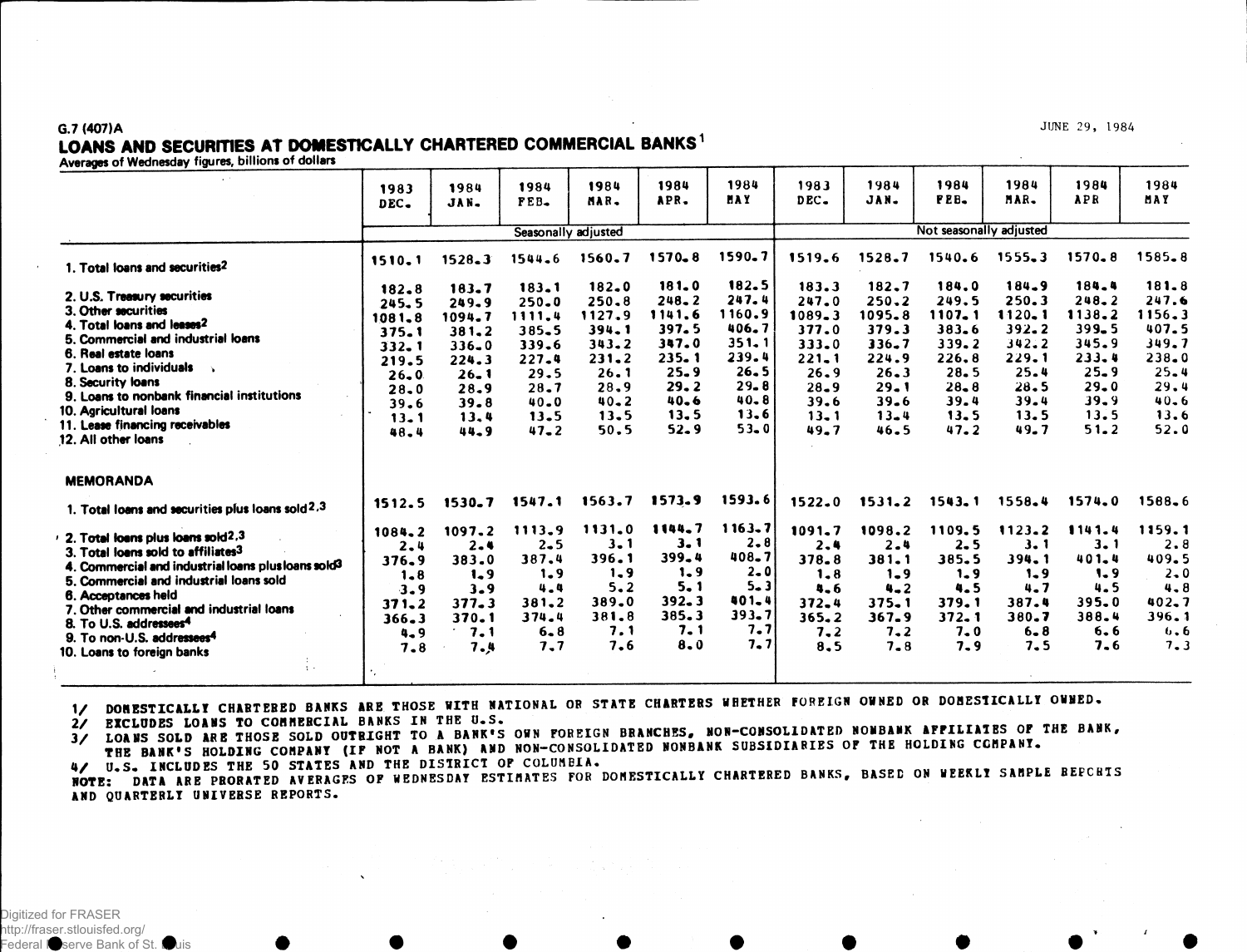G.7 (407)A

JUNE 29, 1984

# LOANS AND SECURITIES AT DOMESTICALLY CHARTERED COMMERCIAL BANKS[1]

Averages of Wednesday figures, billions of dollars

| | 1983 DEC. | 1984 JAN. | 1984 FEB. | 1984 MAR. | 1984 APR. | 1984 MAY | 1983 DEC. | 1984 JAN. | 1984 FEB. | 1984 MAR. | 1984 APR | 1984 MAY |
|---|---|---|---|---|---|---|---|---|---|---|---|---|
| | Seasonally adjusted | | | | | | Not seasonally adjusted | | | | | |
| 1. Total loans and securities[2] | 1510.1 | 1528.3 | 1544.6 | 1560.7 | 1570.8 | 1590.7 | 1519.6 | 1528.7 | 1540.6 | 1555.3 | 1570.8 | 1585.8 |
| 2. U.S. Treasury securities | 182.8 | 183.7 | 183.1 | 182.0 | 181.0 | 182.5 | 183.3 | 182.7 | 184.0 | 184.9 | 184.4 | 181.8 |
| 3. Other securities | 245.5 | 249.9 | 250.0 | 250.8 | 248.2 | 247.4 | 247.0 | 250.2 | 249.5 | 250.3 | 248.2 | 247.6 |
| 4. Total loans and leases[2] | 1081.8 | 1094.7 | 1111.4 | 1127.9 | 1141.6 | 1160.9 | 1089.3 | 1095.8 | 1107.1 | 1120.1 | 1138.2 | 1156.3 |
| 5. Commercial and industrial loans | 375.1 | 381.2 | 385.5 | 394.1 | 397.5 | 406.7 | 377.0 | 379.3 | 383.6 | 392.2 | 399.5 | 407.5 |
| 6. Real estate loans | 332.1 | 336.0 | 339.6 | 343.2 | 347.0 | 351.1 | 333.0 | 336.7 | 339.2 | 342.2 | 345.9 | 349.7 |
| 7. Loans to individuals | 219.5 | 224.3 | 227.4 | 231.2 | 235.1 | 239.4 | 221.1 | 224.9 | 226.8 | 229.1 | 233.4 | 238.0 |
| 8. Security loans | 26.0 | 26.1 | 29.5 | 26.1 | 25.9 | 26.5 | 26.9 | 26.3 | 28.5 | 25.4 | 25.9 | 25.4 |
| 9. Loans to nonbank financial institutions | 28.0 | 28.9 | 28.7 | 28.9 | 29.2 | 29.8 | 28.9 | 29.1 | 28.8 | 28.5 | 29.0 | 29.4 |
| 10. Agricultural loans | 39.6 | 39.8 | 40.0 | 40.2 | 40.6 | 40.8 | 39.6 | 39.6 | 39.4 | 39.4 | 39.9 | 40.6 |
| 11. Lease financing receivables | 13.1 | 13.4 | 13.5 | 13.5 | 13.5 | 13.6 | 13.1 | 13.4 | 13.5 | 13.5 | 13.5 | 13.6 |
| 12. All other loans | 48.4 | 44.9 | 47.2 | 50.5 | 52.9 | 53.0 | 49.7 | 46.5 | 47.2 | 49.7 | 51.2 | 52.0 |
| **MEMORANDA** | | | | | | | | | | | | |
| 1. Total loans and securities plus loans sold[2,3] | 1512.5 | 1530.7 | 1547.1 | 1563.7 | 1573.9 | 1593.6 | 1522.0 | 1531.2 | 1543.1 | 1558.4 | 1574.0 | 1588.6 |
| 2. Total loans plus loans sold[2,3] | 1084.2 | 1097.2 | 1113.9 | 1131.0 | 1144.7 | 1163.7 | 1091.7 | 1098.2 | 1109.5 | 1123.2 | 1141.4 | 1159.1 |
| 3. Total loans sold to affiliates[3] | 2.4 | 2.4 | 2.5 | 3.1 | 3.1 | 2.8 | 2.4 | 2.4 | 2.5 | 3.1 | 3.1 | 2.8 |
| 4. Commercial and industrial loans plus loans sold[3] | 376.9 | 383.0 | 387.4 | 396.1 | 399.4 | 408.7 | 378.8 | 381.1 | 385.5 | 394.1 | 401.4 | 409.5 |
| 5. Commercial and industrial loans sold | 1.8 | 1.9 | 1.9 | 1.9 | 1.9 | 2.0 | 1.8 | 1.9 | 1.9 | 1.9 | 1.9 | 2.0 |
| 6. Acceptances held | 3.9 | 3.9 | 4.4 | 5.2 | 5.1 | 5.3 | 4.6 | 4.2 | 4.5 | 4.7 | 4.5 | 4.8 |
| 7. Other commercial and industrial loans | 371.2 | 377.3 | 381.2 | 389.0 | 392.3 | 401.4 | 372.4 | 375.1 | 379.1 | 387.4 | 395.0 | 402.7 |
| 8. To U.S. addressees[4] | 366.3 | 370.1 | 374.4 | 381.8 | 385.3 | 393.7 | 365.2 | 367.9 | 372.1 | 380.7 | 388.4 | 396.1 |
| 9. To non-U.S. addressees[4] | 4.9 | 7.1 | 6.8 | 7.1 | 7.1 | 7.7 | 7.2 | 7.2 | 7.0 | 6.8 | 6.6 | 6.6 |
| 10. Loans to foreign banks | 7.8 | 7.4 | 7.7 | 7.6 | 8.0 | 7.7 | 8.5 | 7.8 | 7.9 | 7.5 | 7.6 | 7.3 |

1/ DOMESTICALLY CHARTERED BANKS ARE THOSE WITH NATIONAL OR STATE CHARTERS WHETHER FOREIGN OWNED OR DOMESTICALLY OWNED.

2/ EXCLUDES LOANS TO COMMERCIAL BANKS IN THE U.S.

3/ LOANS SOLD ARE THOSE SOLD OUTRIGHT TO A BANK'S OWN FOREIGN BRANCHES, NON-CONSOLIDATED NONBANK AFFILIATES OF THE BANK, THE BANK'S HOLDING COMPANY (IF NOT A BANK) AND NON-CONSOLIDATED NONBANK SUBSIDIARIES OF THE HOLDING COMPANY.

4/ U.S. INCLUDES THE 50 STATES AND THE DISTRICT OF COLUMBIA.

NOTE: DATA ARE PRORATED AVERAGES OF WEDNESDAY ESTIMATES FOR DOMESTICALLY CHARTERED BANKS, BASED ON WEEKLY SAMPLE REPORTS AND QUARTERLY UNIVERSE REPORTS.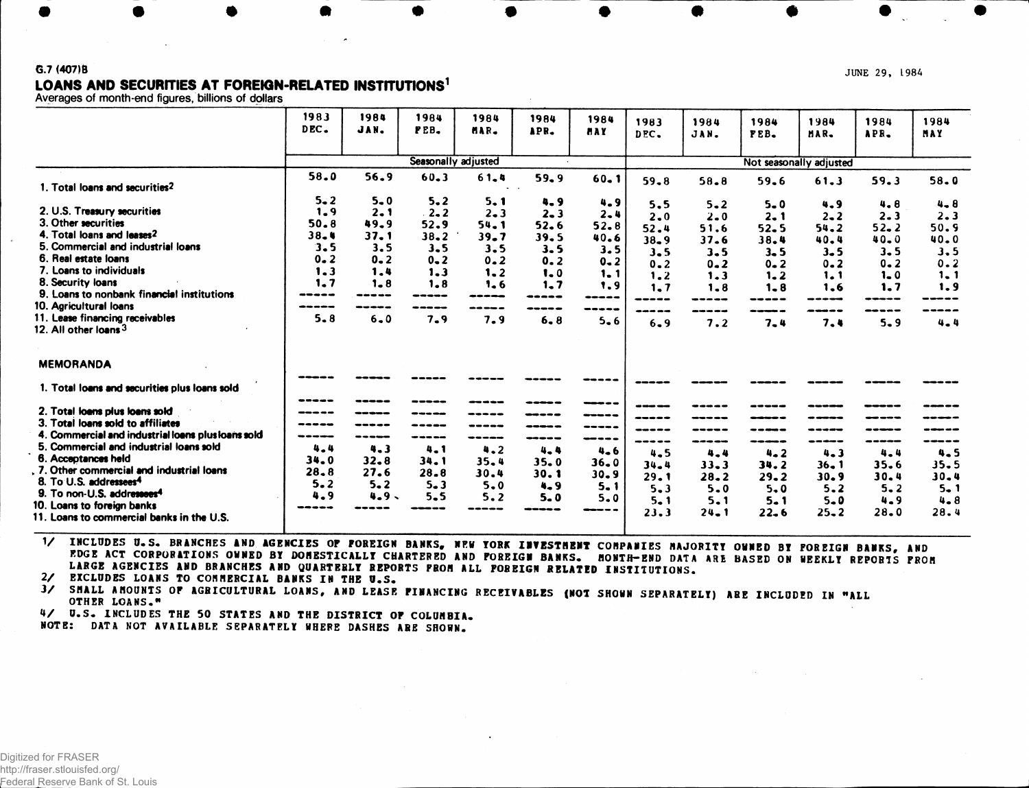G.7 (407)B

JUNE 29, 1984

## LOANS AND SECURITIES AT FOREIGN-RELATED INSTITUTIONS[1]

Averages of month-end figures, billions of dollars

| | 1983 DEC. | 1984 JAN. | 1984 FEB. | 1984 MAR. | 1984 APR. | 1984 MAY | 1983 DEC. | 1984 JAN. | 1984 FEB. | 1984 MAR. | 1984 APR. | 1984 MAY |
|---|---|---|---|---|---|---|---|---|---|---|---|---|
| | Seasonally adjusted | | | | | | Not seasonally adjusted | | | | | |
| 1. Total loans and securities[2] | 58.0 | 56.9 | 60.3 | 61.4 | 59.9 | 60.1 | 59.8 | 58.8 | 59.6 | 61.3 | 59.3 | 58.0 |
| 2. U.S. Treasury securities | 5.2 | 5.0 | 5.2 | 5.1 | 4.9 | 4.9 | 5.5 | 5.2 | 5.0 | 4.9 | 4.8 | 4.8 |
| 3. Other securities | 1.9 | 2.1 | 2.2 | 2.3 | 2.3 | 2.4 | 2.0 | 2.0 | 2.1 | 2.2 | 2.3 | 2.3 |
| 4. Total loans and leases[2] | 50.8 | 49.9 | 52.9 | 54.1 | 52.6 | 52.8 | 52.4 | 51.6 | 52.5 | 54.2 | 52.2 | 50.9 |
| 5. Commercial and industrial loans | 38.4 | 37.1 | 38.2 | 39.7 | 39.5 | 40.6 | 38.9 | 37.6 | 38.4 | 40.4 | 40.0 | 40.0 |
| 6. Real estate loans | 3.5 | 3.5 | 3.5 | 3.5 | 3.5 | 3.5 | 3.5 | 3.5 | 3.5 | 3.5 | 3.5 | 3.5 |
| 7. Loans to individuals | 0.2 | 0.2 | 0.2 | 0.2 | 0.2 | 0.2 | 0.2 | 0.2 | 0.2 | 0.2 | 0.2 | 0.2 |
| 8. Security loans | 1.3 | 1.4 | 1.3 | 1.2 | 1.0 | 1.1 | 1.2 | 1.3 | 1.2 | 1.1 | 1.0 | 1.1 |
| 9. Loans to nonbank financial institutions | 1.7 | 1.8 | 1.8 | 1.6 | 1.7 | 1.9 | 1.7 | 1.8 | 1.8 | 1.6 | 1.7 | 1.9 |
| 10. Agricultural loans | ----- | ----- | ----- | ----- | ----- | ----- | ----- | ----- | ----- | ----- | ----- | ----- |
| 11. Lease financing receivables | ----- | ----- | ----- | ----- | ----- | ----- | ----- | ----- | ----- | ----- | ----- | ----- |
| 12. All other loans[3] | 5.8 | 6.0 | 7.9 | 7.9 | 6.8 | 5.6 | 6.9 | 7.2 | 7.4 | 7.4 | 5.9 | 4.4 |
| **MEMORANDA** | | | | | | | | | | | | |
| 1. Total loans and securities plus loans sold | ----- | ----- | ----- | ----- | ----- | ----- | ----- | ----- | ----- | ----- | ----- | ----- |
| 2. Total loans plus loans sold | ----- | ----- | ----- | ----- | ----- | ----- | ----- | ----- | ----- | ----- | ----- | ----- |
| 3. Total loans sold to affiliates | ----- | ----- | ----- | ----- | ----- | ----- | ----- | ----- | ----- | ----- | ----- | ----- |
| 4. Commercial and industrial loans plus loans sold | ----- | ----- | ----- | ----- | ----- | ----- | ----- | ----- | ----- | ----- | ----- | ----- |
| 5. Commercial and industrial loans sold | ----- | ----- | ----- | ----- | ----- | ----- | ----- | ----- | ----- | ----- | ----- | ----- |
| 6. Acceptances held | 4.4 | 4.3 | 4.1 | 4.2 | 4.4 | 4.6 | 4.5 | 4.4 | 4.2 | 4.3 | 4.4 | 4.5 |
| 7. Other commercial and industrial loans | 34.0 | 32.8 | 34.1 | 35.4 | 35.0 | 36.0 | 34.4 | 33.3 | 34.2 | 36.1 | 35.6 | 35.5 |
| 8. To U.S. addressees[4] | 28.8 | 27.6 | 28.8 | 30.4 | 30.1 | 30.9 | 29.1 | 28.2 | 29.2 | 30.9 | 30.4 | 30.4 |
| 9. To non-U.S. addressees[4] | 5.2 | 5.2 | 5.3 | 5.0 | 4.9 | 5.1 | 5.3 | 5.0 | 5.0 | 5.2 | 5.2 | 5.1 |
| 10. Loans to foreign banks | 4.9 | 4.9 | 5.5 | 5.2 | 5.0 | 5.0 | 5.1 | 5.1 | 5.1 | 5.0 | 4.9 | 4.8 |
| 11. Loans to commercial banks in the U.S. | ----- | ----- | ----- | ----- | ----- | ----- | 23.3 | 24.1 | 22.6 | 25.2 | 28.0 | 28.4 |

1/ INCLUDES U.S. BRANCHES AND AGENCIES OF FOREIGN BANKS, NEW YORK INVESTMENT COMPANIES MAJORITY OWNED BY FOREIGN BANKS, AND EDGE ACT CORPORATIONS OWNED BY DOMESTICALLY CHARTERED AND FOREIGN BANKS. MONTH-END DATA ARE BASED ON WEEKLY REPORTS FROM LARGE AGENCIES AND BRANCHES AND QUARTERLY REPORTS FROM ALL FOREIGN RELATED INSTITUTIONS.

2/ EXCLUDES LOANS TO COMMERCIAL BANKS IN THE U.S.

3/ SMALL AMOUNTS OF AGRICULTURAL LOANS, AND LEASE FINANCING RECEIVABLES (NOT SHOWN SEPARATELY) ARE INCLUDED IN "ALL OTHER LOANS."

4/ U.S. INCLUDES THE 50 STATES AND THE DISTRICT OF COLUMBIA.

NOTE: DATA NOT AVAILABLE SEPARATELY WHERE DASHES ARE SHOWN.